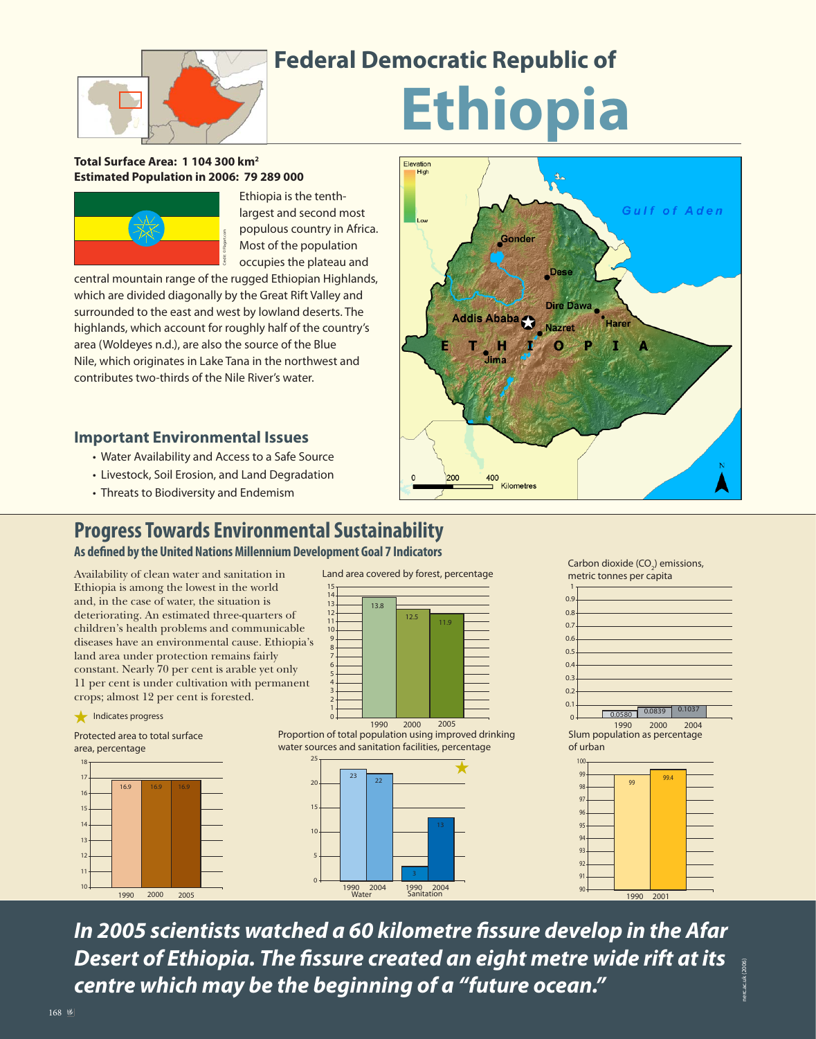## Federal Democratic Republic of

# Ethiopia

**Total Surface Area: 1 104 300 km²**
**Estimated Population in 2006: 79 289 000**

Ethiopia is the tenth-largest and second most populous country in Africa. Most of the population occupies the plateau and central mountain range of the rugged Ethiopian Highlands, which are divided diagonally by the Great Rift Valley and surrounded to the east and west by lowland deserts. The highlands, which account for roughly half of the country's area (Woldeyes n.d.), are also the source of the Blue Nile, which originates in Lake Tana in the northwest and contributes two-thirds of the Nile River's water.

### Important Environmental Issues

- Water Availability and Access to a Safe Source
- Livestock, Soil Erosion, and Land Degradation
- Threats to Biodiversity and Endemism

## Progress Towards Environmental Sustainability

### As defined by the United Nations Millennium Development Goal 7 Indicators

Availability of clean water and sanitation in Ethiopia is among the lowest in the world and, in the case of water, the situation is deteriorating. An estimated three-quarters of children's health problems and communicable diseases have an environmental cause. Ethiopia's land area under protection remains fairly constant. Nearly 70 per cent is arable yet only 11 per cent is under cultivation with permanent crops; almost 12 per cent is forested.

★ Indicates progress

**Protected area to total surface area, percentage**

| Year | 1990 | 2000 | 2005 |
|---|---|---|---|
| Percentage | 16.9 | 16.9 | 16.9 |

**Land area covered by forest, percentage**

| Year | 1990 | 2000 | 2005 |
|---|---|---|---|
| Percentage | 13.8 | 12.5 | 11.9 |

**Proportion of total population using improved drinking water sources and sanitation facilities, percentage** ★

| | 1990 | 2004 |
|---|---|---|
| Water | 23 | 22 |
| Sanitation | 3 | 13 |

**Carbon dioxide ($CO_2$) emissions, metric tonnes per capita**

| Year | 1990 | 2000 | 2004 |
|---|---|---|---|
| $CO_2$ | 0.0580 | 0.0839 | 0.1037 |

**Slum population as percentage of urban**

| Year | 1990 | 2001 |
|---|---|---|
| Percentage | 99 | 99.4 |

***In 2005 scientists watched a 60 kilometre fissure develop in the Afar Desert of Ethiopia. The fissure created an eight metre wide rift at its centre which may be the beginning of a "future ocean."***

news.ac.uk (2006)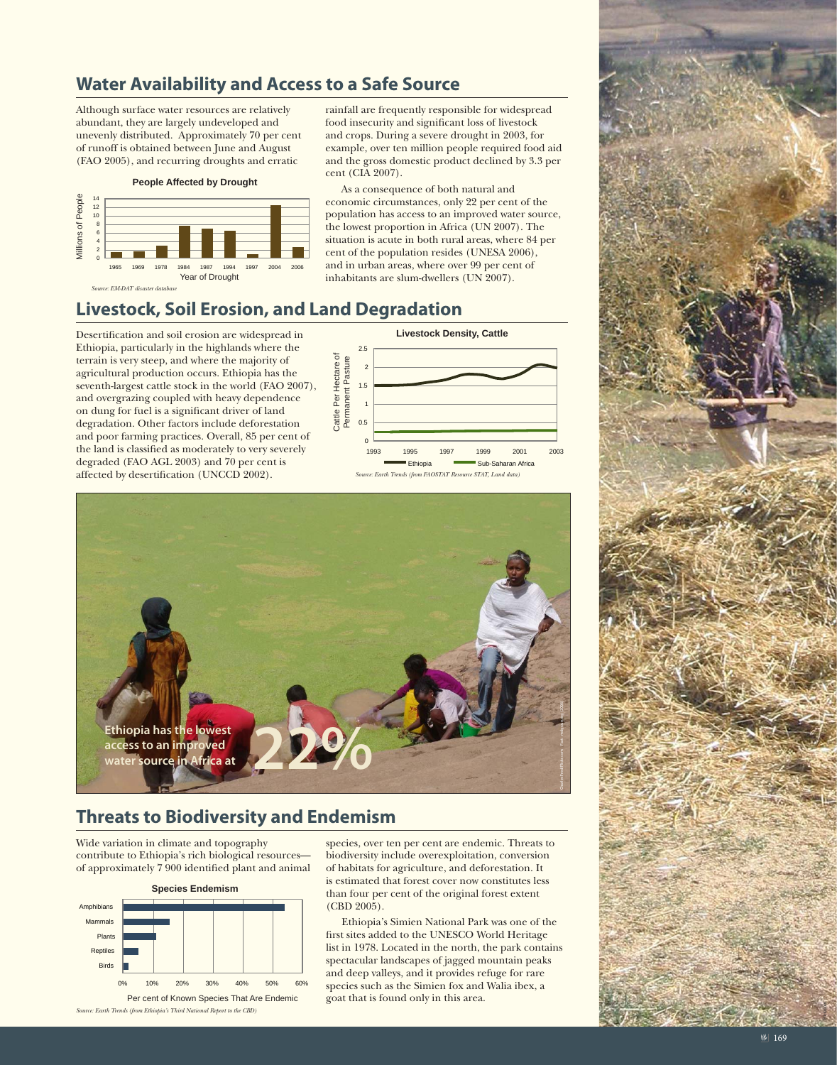## Water Availability and Access to a Safe Source

Although surface water resources are relatively abundant, they are largely undeveloped and unevenly distributed. Approximately 70 per cent of runoff is obtained between June and August (FAO 2005), and recurring droughts and erratic rainfall are frequently responsible for widespread food insecurity and significant loss of livestock and crops. During a severe drought in 2003, for example, over ten million people required food aid and the gross domestic product declined by 3.3 per cent (CIA 2007).

People Affected by Drought

Millions of People

14
12
10
8
6
4
2
0

1965 1969 1978 1984 1987 1994 1997 2004 2006

Year of Drought

*Source: EM-DAT disaster database*

As a consequence of both natural and economic circumstances, only 22 per cent of the population has access to an improved water source, the lowest proportion in Africa (UN 2007). The situation is acute in both rural areas, where 84 per cent of the population resides (UNESA 2006), and in urban areas, where over 99 per cent of inhabitants are slum-dwellers (UN 2007).

## Livestock, Soil Erosion, and Land Degradation

Desertification and soil erosion are widespread in Ethiopia, particularly in the highlands where the terrain is very steep, and where the majority of agricultural production occurs. Ethiopia has the seventh-largest cattle stock in the world (FAO 2007), and overgrazing coupled with heavy dependence on dung for fuel is a significant driver of land degradation. Other factors include deforestation and poor farming practices. Overall, 85 per cent of the land is classified as moderately to very severely degraded (FAO AGL 2003) and 70 per cent is affected by desertification (UNCCD 2002).

Livestock Density, Cattle

Cattle Per Hectare of Permanent Pasture

2.5
2
1.5
1
0.5
0

1993 1995 1997 1999 2001 2003

Ethiopia Sub-Saharan Africa

*Source: Earth Trends (from FAOSTAT Resource STAT, Land data)*

Ethiopia has the lowest access to an improved water source in Africa at 22%

## Threats to Biodiversity and Endemism

Wide variation in climate and topography contribute to Ethiopia's rich biological resources—of approximately 7 900 identified plant and animal species, over ten per cent are endemic. Threats to biodiversity include overexploitation, conversion of habitats for agriculture, and deforestation. It is estimated that forest cover now constitutes less than four per cent of the original forest extent (CBD 2005).

Species Endemism

Amphibians
Mammals
Plants
Reptiles
Birds

0% 10% 20% 30% 40% 50% 60%

Per cent of Known Species That Are Endemic

*Source: Earth Trends (from Ethiopia's Third National Report to the CBD)*

Ethiopia's Simien National Park was one of the first sites added to the UNESCO World Heritage list in 1978. Located in the north, the park contains spectacular landscapes of jagged mountain peaks and deep valleys, and it provides refuge for rare species such as the Simien fox and Walia ibex, a goat that is found only in this area.